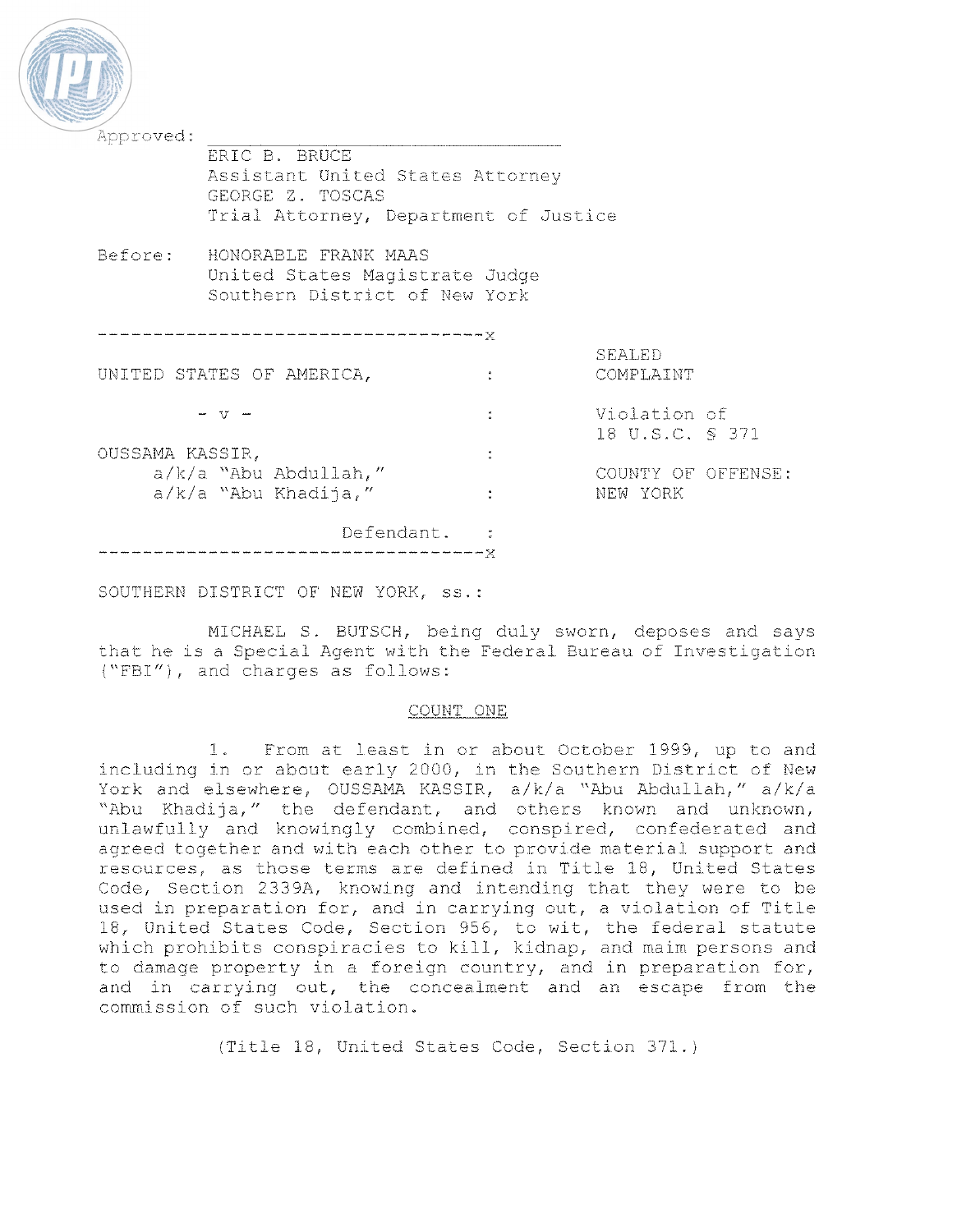Approved: \_\_\_\_\_\_\_\_\_\_\_\_\_\_\_\_\_\_\_\_\_\_\_\_\_\_\_\_\_\_\_\_

ERIC B. BRUCE
Assistant United States Attorney
GEORGE Z. TOSCAS
Trial Attorney, Department of Justice

Before: HONORABLE FRANK MAAS
United States Magistrate Judge
Southern District of New York

-----------------------------------x

| | | |
|---|---|---|
| UNITED STATES OF AMERICA, | : | SEALED COMPLAINT |
| - v - | : | Violation of 18 U.S.C. § 371 |
| OUSSAMA KASSIR, a/k/a "Abu Abdullah," a/k/a "Abu Khadija," | : | COUNTY OF OFFENSE: NEW YORK |
| Defendant. | : | |

-----------------------------------x

SOUTHERN DISTRICT OF NEW YORK, ss.:

MICHAEL S. BUTSCH, being duly sworn, deposes and says that he is a Special Agent with the Federal Bureau of Investigation ("FBI"), and charges as follows:

COUNT ONE

1. From at least in or about October 1999, up to and including in or about early 2000, in the Southern District of New York and elsewhere, OUSSAMA KASSIR, a/k/a "Abu Abdullah," a/k/a "Abu Khadija," the defendant, and others known and unknown, unlawfully and knowingly combined, conspired, confederated and agreed together and with each other to provide material support and resources, as those terms are defined in Title 18, United States Code, Section 2339A, knowing and intending that they were to be used in preparation for, and in carrying out, a violation of Title 18, United States Code, Section 956, to wit, the federal statute which prohibits conspiracies to kill, kidnap, and maim persons and to damage property in a foreign country, and in preparation for, and in carrying out, the concealment and an escape from the commission of such violation.

(Title 18, United States Code, Section 371.)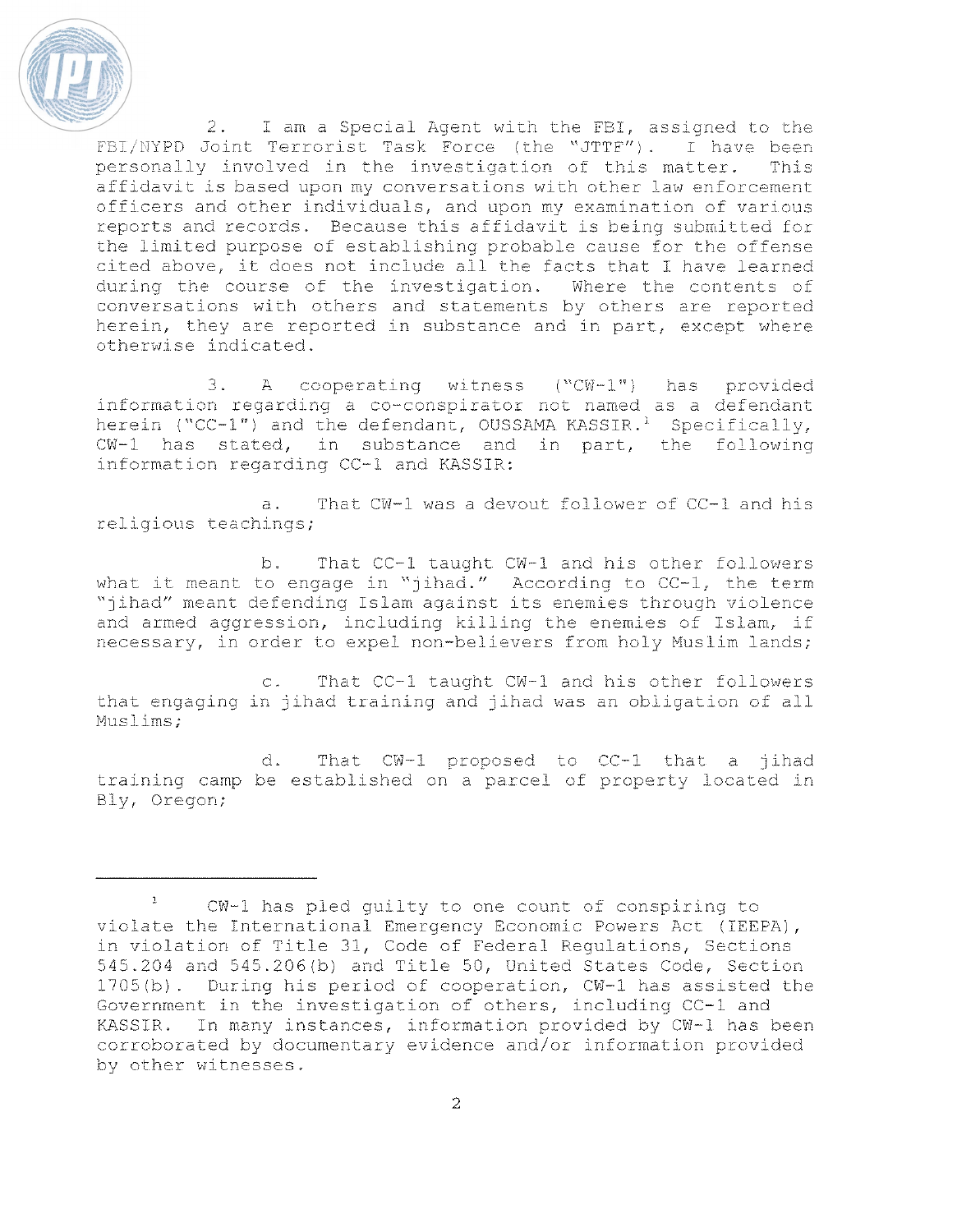2. I am a Special Agent with the FBI, assigned to the FBI/NYPD Joint Terrorist Task Force (the "JTTF"). I have been personally involved in the investigation of this matter. This affidavit is based upon my conversations with other law enforcement officers and other individuals, and upon my examination of various reports and records. Because this affidavit is being submitted for the limited purpose of establishing probable cause for the offense cited above, it does not include all the facts that I have learned during the course of the investigation. Where the contents of conversations with others and statements by others are reported herein, they are reported in substance and in part, except where otherwise indicated.

3. A cooperating witness ("CW-1") has provided information regarding a co-conspirator not named as a defendant herein ("CC-1") and the defendant, OUSSAMA KASSIR.[1] Specifically, CW-1 has stated, in substance and in part, the following information regarding CC-1 and KASSIR:

a. That CW-1 was a devout follower of CC-1 and his religious teachings;

b. That CC-1 taught CW-1 and his other followers what it meant to engage in "jihad." According to CC-1, the term "jihad" meant defending Islam against its enemies through violence and armed aggression, including killing the enemies of Islam, if necessary, in order to expel non-believers from holy Muslim lands;

c. That CC-1 taught CW-1 and his other followers that engaging in jihad training and jihad was an obligation of all Muslims;

d. That CW-1 proposed to CC-1 that a jihad training camp be established on a parcel of property located in Bly, Oregon;

---

[1] CW-1 has pled guilty to one count of conspiring to violate the International Emergency Economic Powers Act (IEEPA), in violation of Title 31, Code of Federal Regulations, Sections 545.204 and 545.206(b) and Title 50, United States Code, Section 1705(b). During his period of cooperation, CW-1 has assisted the Government in the investigation of others, including CC-1 and KASSIR. In many instances, information provided by CW-1 has been corroborated by documentary evidence and/or information provided by other witnesses.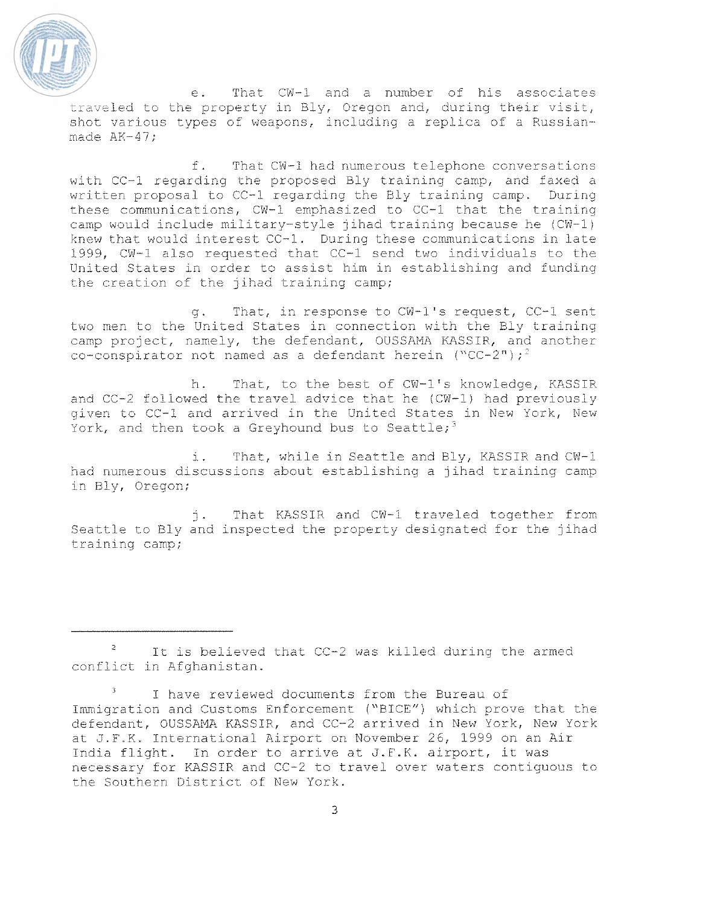e. That CW-1 and a number of his associates traveled to the property in Bly, Oregon and, during their visit, shot various types of weapons, including a replica of a Russian-made AK-47;

f. That CW-1 had numerous telephone conversations with CC-1 regarding the proposed Bly training camp, and faxed a written proposal to CC-1 regarding the Bly training camp. During these communications, CW-1 emphasized to CC-1 that the training camp would include military-style jihad training because he (CW-1) knew that would interest CC-1. During these communications in late 1999, CW-1 also requested that CC-1 send two individuals to the United States in order to assist him in establishing and funding the creation of the jihad training camp;

g. That, in response to CW-1's request, CC-1 sent two men to the United States in connection with the Bly training camp project, namely, the defendant, OUSSAMA KASSIR, and another co-conspirator not named as a defendant herein ("CC-2");[2]

h. That, to the best of CW-1's knowledge, KASSIR and CC-2 followed the travel advice that he (CW-1) had previously given to CC-1 and arrived in the United States in New York, New York, and then took a Greyhound bus to Seattle;[3]

i. That, while in Seattle and Bly, KASSIR and CW-1 had numerous discussions about establishing a jihad training camp in Bly, Oregon;

j. That KASSIR and CW-1 traveled together from Seattle to Bly and inspected the property designated for the jihad training camp;

---

[2] It is believed that CC-2 was killed during the armed conflict in Afghanistan.

[3] I have reviewed documents from the Bureau of Immigration and Customs Enforcement ("BICE") which prove that the defendant, OUSSAMA KASSIR, and CC-2 arrived in New York, New York at J.F.K. International Airport on November 26, 1999 on an Air India flight. In order to arrive at J.F.K. airport, it was necessary for KASSIR and CC-2 to travel over waters contiguous to the Southern District of New York.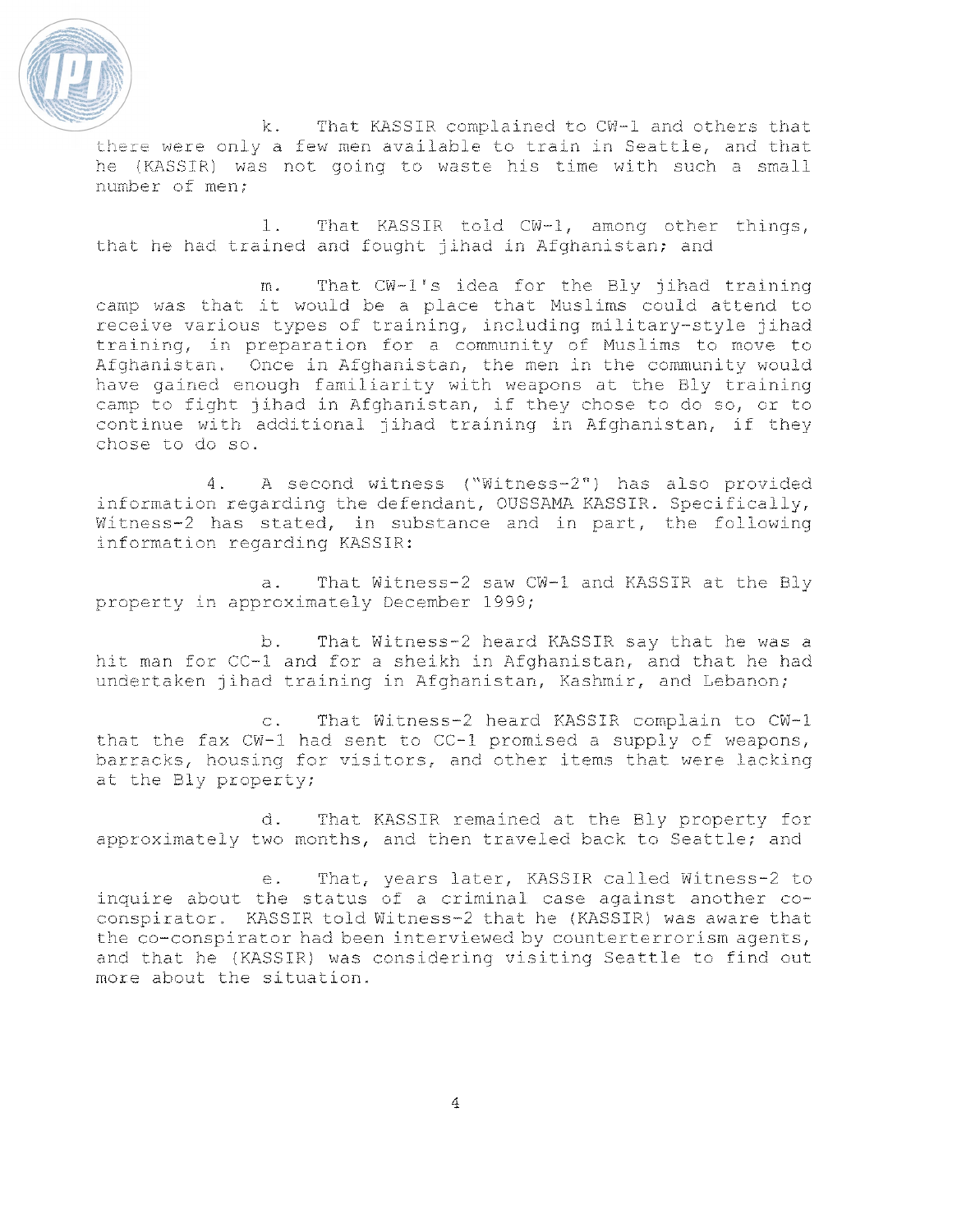k. That KASSIR complained to CW-1 and others that there were only a few men available to train in Seattle, and that he (KASSIR) was not going to waste his time with such a small number of men;

l. That KASSIR told CW-1, among other things, that he had trained and fought jihad in Afghanistan; and

m. That CW-1's idea for the Bly jihad training camp was that it would be a place that Muslims could attend to receive various types of training, including military-style jihad training, in preparation for a community of Muslims to move to Afghanistan. Once in Afghanistan, the men in the community would have gained enough familiarity with weapons at the Bly training camp to fight jihad in Afghanistan, if they chose to do so, or to continue with additional jihad training in Afghanistan, if they chose to do so.

4. A second witness ("Witness-2") has also provided information regarding the defendant, OUSSAMA KASSIR. Specifically, Witness-2 has stated, in substance and in part, the following information regarding KASSIR:

a. That Witness-2 saw CW-1 and KASSIR at the Bly property in approximately December 1999;

b. That Witness-2 heard KASSIR say that he was a hit man for CC-1 and for a sheikh in Afghanistan, and that he had undertaken jihad training in Afghanistan, Kashmir, and Lebanon;

c. That Witness-2 heard KASSIR complain to CW-1 that the fax CW-1 had sent to CC-1 promised a supply of weapons, barracks, housing for visitors, and other items that were lacking at the Bly property;

d. That KASSIR remained at the Bly property for approximately two months, and then traveled back to Seattle; and

e. That, years later, KASSIR called Witness-2 to inquire about the status of a criminal case against another co-conspirator. KASSIR told Witness-2 that he (KASSIR) was aware that the co-conspirator had been interviewed by counterterrorism agents, and that he (KASSIR) was considering visiting Seattle to find out more about the situation.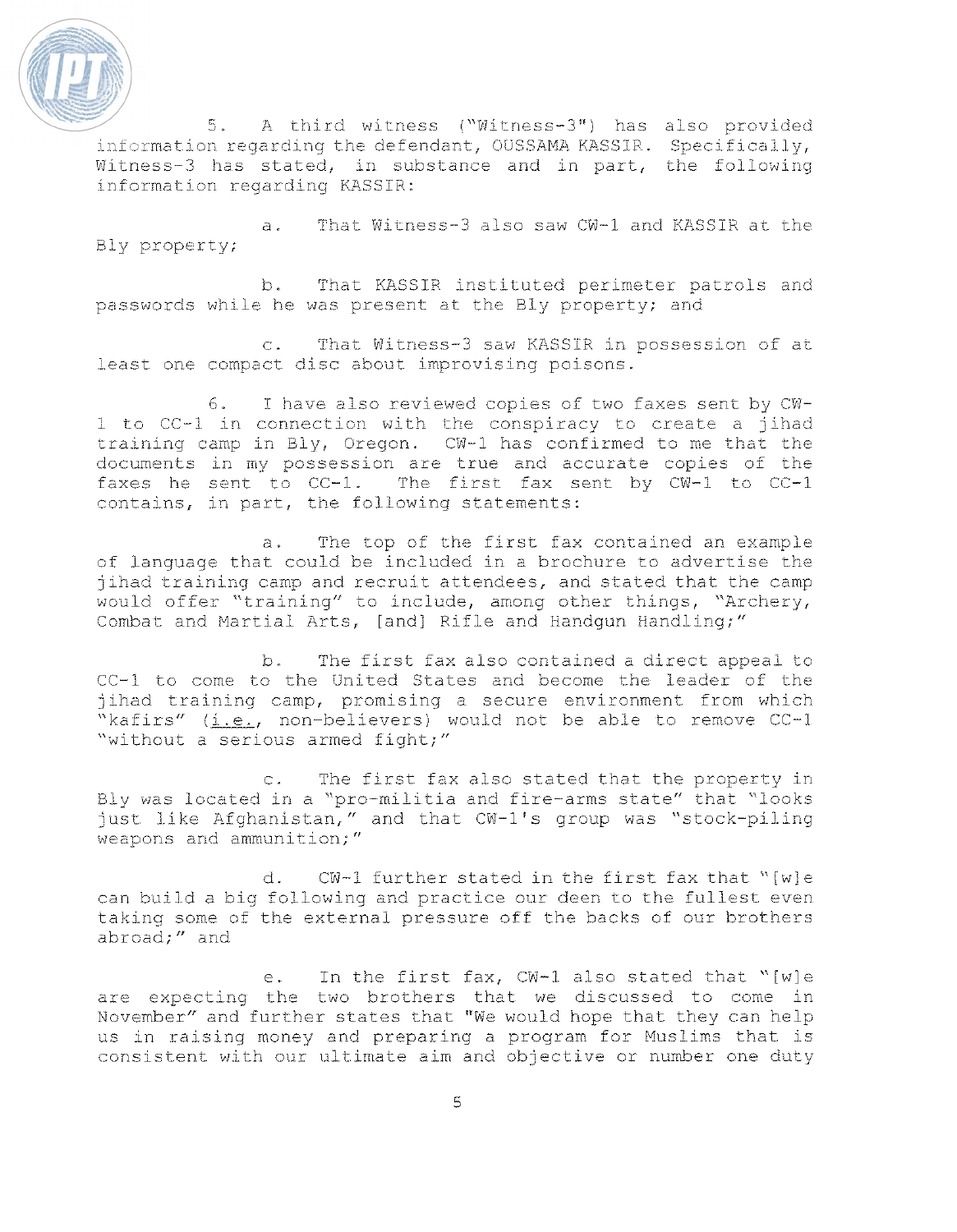5. A third witness ("Witness-3") has also provided information regarding the defendant, OUSSAMA KASSIR. Specifically, Witness-3 has stated, in substance and in part, the following information regarding KASSIR:

a. That Witness-3 also saw CW-1 and KASSIR at the Bly property;

b. That KASSIR instituted perimeter patrols and passwords while he was present at the Bly property; and

c. That Witness-3 saw KASSIR in possession of at least one compact disc about improvising poisons.

6. I have also reviewed copies of two faxes sent by CW-1 to CC-1 in connection with the conspiracy to create a jihad training camp in Bly, Oregon. CW-1 has confirmed to me that the documents in my possession are true and accurate copies of the faxes he sent to CC-1. The first fax sent by CW-1 to CC-1 contains, in part, the following statements:

a. The top of the first fax contained an example of language that could be included in a brochure to advertise the jihad training camp and recruit attendees, and stated that the camp would offer "training" to include, among other things, "Archery, Combat and Martial Arts, [and] Rifle and Handgun Handling;"

b. The first fax also contained a direct appeal to CC-1 to come to the United States and become the leader of the jihad training camp, promising a secure environment from which "kafirs" (i.e., non-believers) would not be able to remove CC-1 "without a serious armed fight;"

c. The first fax also stated that the property in Bly was located in a "pro-militia and fire-arms state" that "looks just like Afghanistan," and that CW-1's group was "stock-piling weapons and ammunition;"

d. CW-1 further stated in the first fax that "[w]e can build a big following and practice our deen to the fullest even taking some of the external pressure off the backs of our brothers abroad;" and

e. In the first fax, CW-1 also stated that "[w]e are expecting the two brothers that we discussed to come in November" and further states that "We would hope that they can help us in raising money and preparing a program for Muslims that is consistent with our ultimate aim and objective or number one duty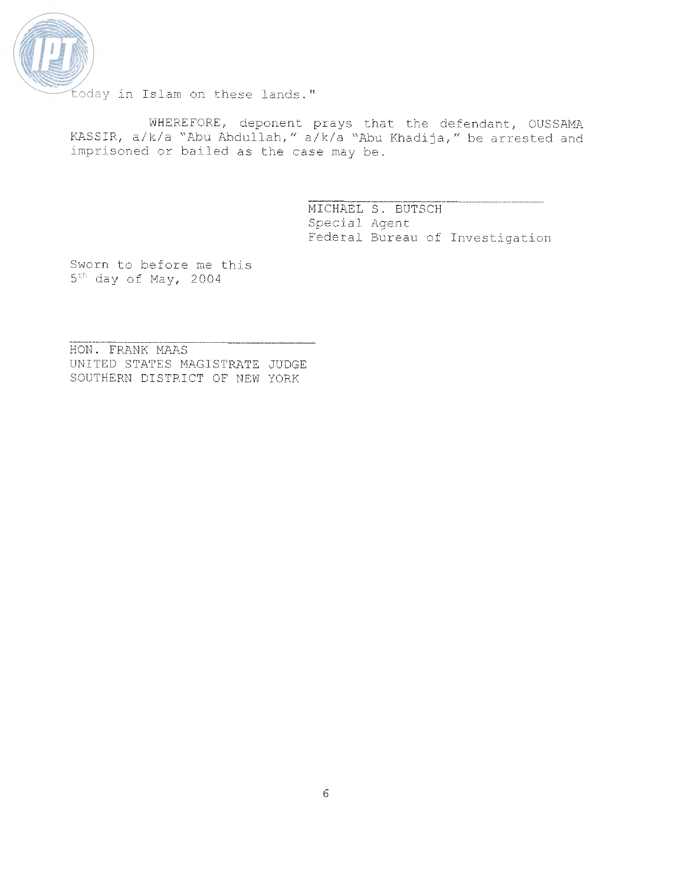today in Islam on these lands."

WHEREFORE, deponent prays that the defendant, OUSSAMA KASSIR, a/k/a "Abu Abdullah," a/k/a "Abu Khadija," be arrested and imprisoned or bailed as the case may be.

\_\_\_\_\_\_\_\_\_\_\_\_\_\_\_\_\_\_\_\_\_\_\_\_\_\_\_\_\_\_\_\_  
MICHAEL S. BUTSCH  
Special Agent  
Federal Bureau of Investigation

Sworn to before me this  
5th day of May, 2004

\_\_\_\_\_\_\_\_\_\_\_\_\_\_\_\_\_\_\_\_\_\_\_\_\_\_\_\_\_\_\_\_  
HON. FRANK MAAS  
UNITED STATES MAGISTRATE JUDGE  
SOUTHERN DISTRICT OF NEW YORK